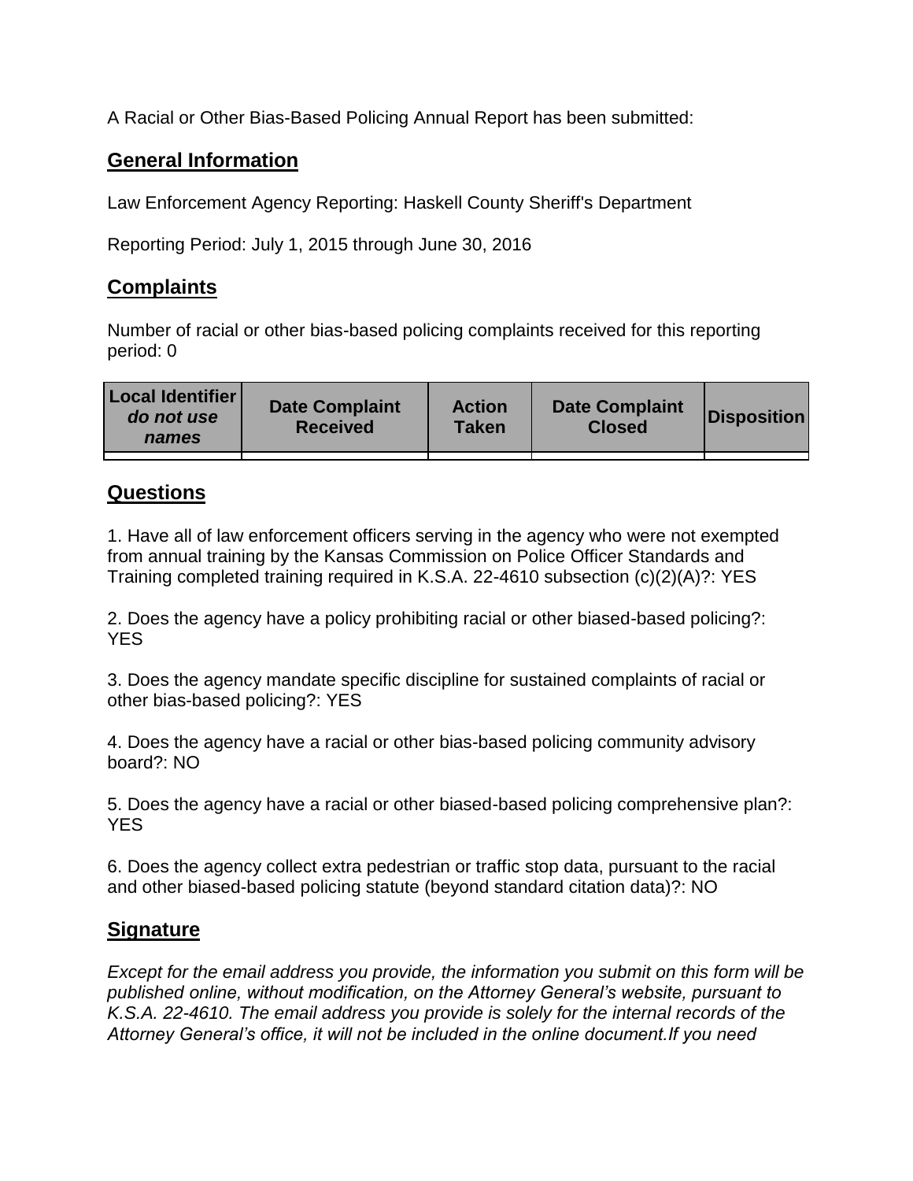A Racial or Other Bias-Based Policing Annual Report has been submitted:

## General Information

Law Enforcement Agency Reporting: Haskell County Sheriff's Department

Reporting Period: July 1, 2015 through June 30, 2016

## Complaints

Number of racial or other bias-based policing complaints received for this reporting period: 0

| Local Identifier *do not use names* | Date Complaint Received | Action Taken | Date Complaint Closed | Disposition |
|---|---|---|---|---|
| | | | | |

## Questions

1. Have all of law enforcement officers serving in the agency who were not exempted from annual training by the Kansas Commission on Police Officer Standards and Training completed training required in K.S.A. 22-4610 subsection (c)(2)(A)?: YES

2. Does the agency have a policy prohibiting racial or other biased-based policing?: YES

3. Does the agency mandate specific discipline for sustained complaints of racial or other bias-based policing?: YES

4. Does the agency have a racial or other bias-based policing community advisory board?: NO

5. Does the agency have a racial or other biased-based policing comprehensive plan?: YES

6. Does the agency collect extra pedestrian or traffic stop data, pursuant to the racial and other biased-based policing statute (beyond standard citation data)?: NO

## Signature

*Except for the email address you provide, the information you submit on this form will be published online, without modification, on the Attorney General's website, pursuant to K.S.A. 22-4610. The email address you provide is solely for the internal records of the Attorney General's office, it will not be included in the online document.If you need*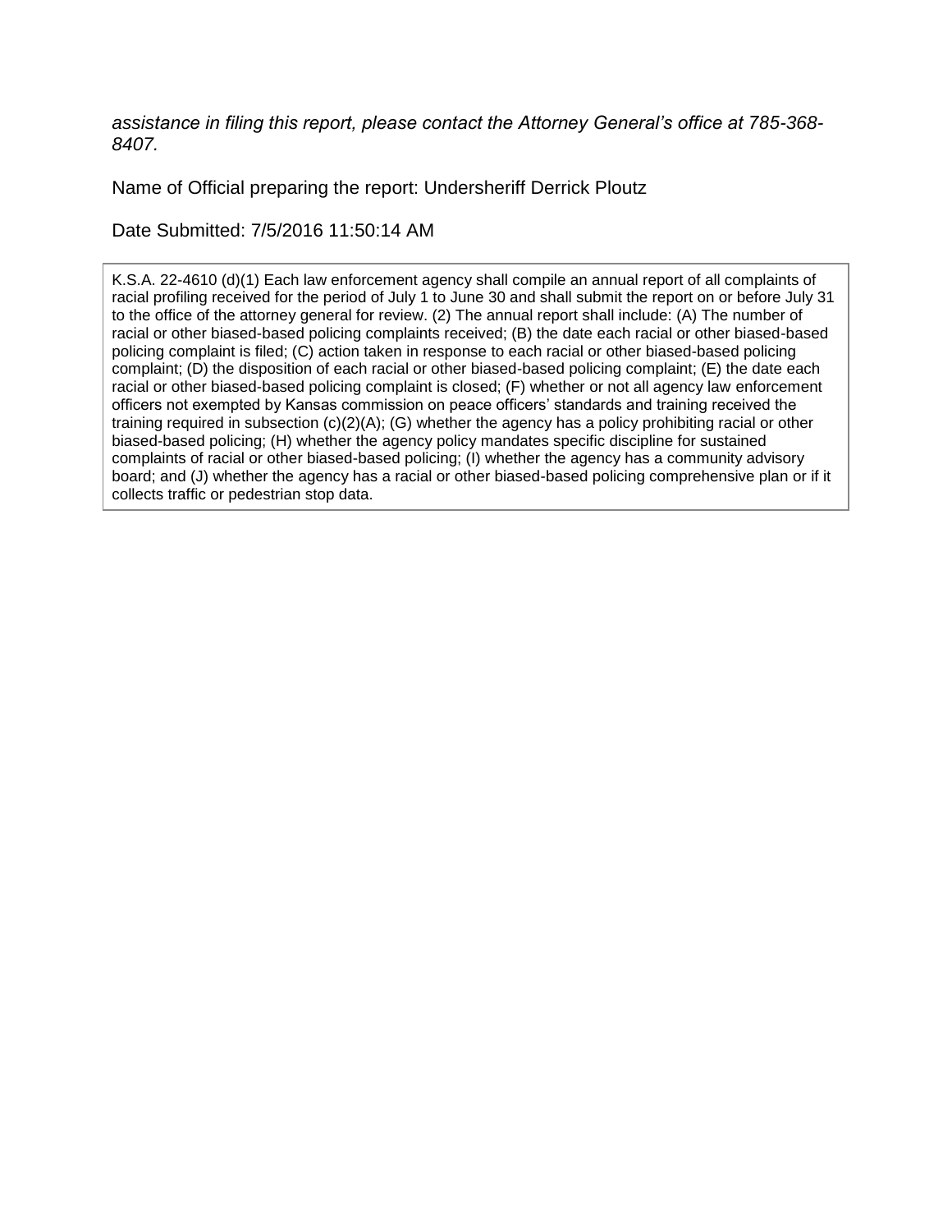*assistance in filing this report, please contact the Attorney General's office at 785-368-8407.*

Name of Official preparing the report: Undersheriff Derrick Ploutz

Date Submitted: 7/5/2016 11:50:14 AM

K.S.A. 22-4610 (d)(1) Each law enforcement agency shall compile an annual report of all complaints of racial profiling received for the period of July 1 to June 30 and shall submit the report on or before July 31 to the office of the attorney general for review. (2) The annual report shall include: (A) The number of racial or other biased-based policing complaints received; (B) the date each racial or other biased-based policing complaint is filed; (C) action taken in response to each racial or other biased-based policing complaint; (D) the disposition of each racial or other biased-based policing complaint; (E) the date each racial or other biased-based policing complaint is closed; (F) whether or not all agency law enforcement officers not exempted by Kansas commission on peace officers' standards and training received the training required in subsection (c)(2)(A); (G) whether the agency has a policy prohibiting racial or other biased-based policing; (H) whether the agency policy mandates specific discipline for sustained complaints of racial or other biased-based policing; (I) whether the agency has a community advisory board; and (J) whether the agency has a racial or other biased-based policing comprehensive plan or if it collects traffic or pedestrian stop data.